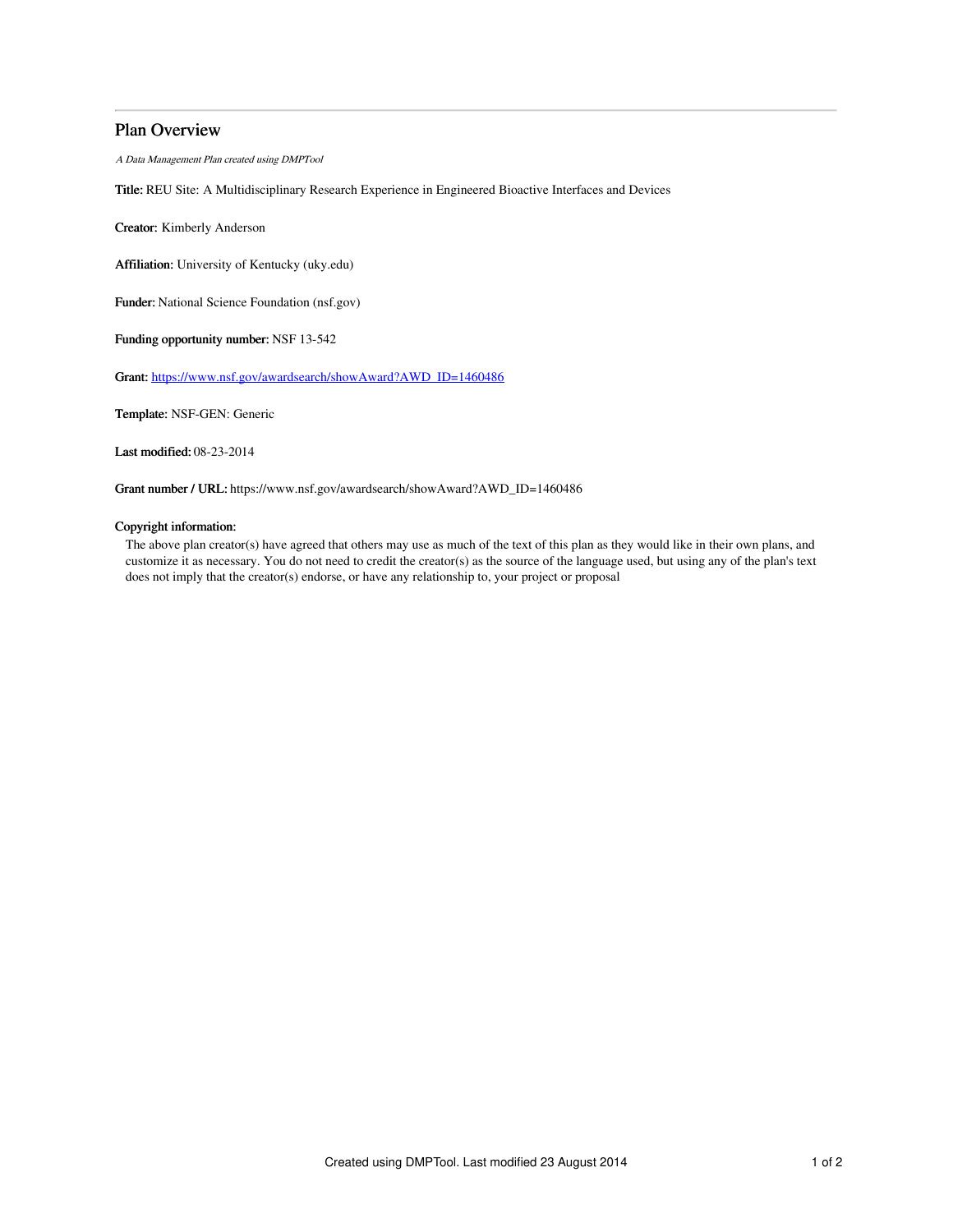## Plan Overview

*A Data Management Plan created using DMPTool*

**Title:** REU Site: A Multidisciplinary Research Experience in Engineered Bioactive Interfaces and Devices

**Creator:** Kimberly Anderson

**Affiliation:** University of Kentucky (uky.edu)

**Funder:** National Science Foundation (nsf.gov)

**Funding opportunity number:** NSF 13-542

**Grant:** https://www.nsf.gov/awardsearch/showAward?AWD_ID=1460486

**Template:** NSF-GEN: Generic

**Last modified:** 08-23-2014

**Grant number / URL:** https://www.nsf.gov/awardsearch/showAward?AWD_ID=1460486

**Copyright information:**

The above plan creator(s) have agreed that others may use as much of the text of this plan as they would like in their own plans, and customize it as necessary. You do not need to credit the creator(s) as the source of the language used, but using any of the plan's text does not imply that the creator(s) endorse, or have any relationship to, your project or proposal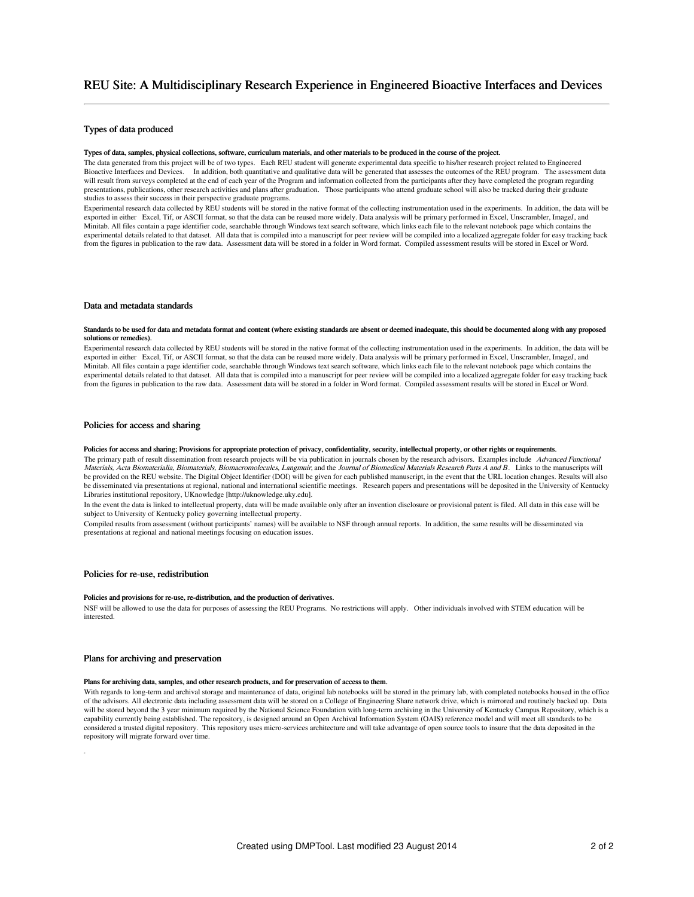# REU Site: A Multidisciplinary Research Experience in Engineered Bioactive Interfaces and Devices

## Types of data produced

**Types of data, samples, physical collections, software, curriculum materials, and other materials to be produced in the course of the project.**

The data generated from this project will be of two types. Each REU student will generate experimental data specific to his/her research project related to Engineered Bioactive Interfaces and Devices. In addition, both quantitative and qualitative data will be generated that assesses the outcomes of the REU program. The assessment data will result from surveys completed at the end of each year of the Program and information collected from the participants after they have completed the program regarding presentations, publications, other research activities and plans after graduation. Those participants who attend graduate school will also be tracked during their graduate studies to assess their success in their perspective graduate programs.

Experimental research data collected by REU students will be stored in the native format of the collecting instrumentation used in the experiments. In addition, the data will be exported in either Excel, Tif, or ASCII format, so that the data can be reused more widely. Data analysis will be primary performed in Excel, Unscrambler, ImageJ, and Minitab. All files contain a page identifier code, searchable through Windows text search software, which links each file to the relevant notebook page which contains the experimental details related to that dataset. All data that is compiled into a manuscript for peer review will be compiled into a localized aggregate folder for easy tracking back from the figures in publication to the raw data. Assessment data will be stored in a folder in Word format. Compiled assessment results will be stored in Excel or Word.

## Data and metadata standards

**Standards to be used for data and metadata format and content (where existing standards are absent or deemed inadequate, this should be documented along with any proposed solutions or remedies).**

Experimental research data collected by REU students will be stored in the native format of the collecting instrumentation used in the experiments. In addition, the data will be exported in either Excel, Tif, or ASCII format, so that the data can be reused more widely. Data analysis will be primary performed in Excel, Unscrambler, ImageJ, and Minitab. All files contain a page identifier code, searchable through Windows text search software, which links each file to the relevant notebook page which contains the experimental details related to that dataset. All data that is compiled into a manuscript for peer review will be compiled into a localized aggregate folder for easy tracking back from the figures in publication to the raw data. Assessment data will be stored in a folder in Word format. Compiled assessment results will be stored in Excel or Word.

## Policies for access and sharing

**Policies for access and sharing; Provisions for appropriate protection of privacy, confidentiality, security, intellectual property, or other rights or requirements.**

The primary path of result dissemination from research projects will be via publication in journals chosen by the research advisors. Examples include *Advanced Functional Materials, Acta Biomaterialia, Biomaterials, Biomacromolecules, Langmuir,* and the *Journal of Biomedical Materials Research Parts A and B*. Links to the manuscripts will be provided on the REU website. The Digital Object Identifier (DOI) will be given for each published manuscript, in the event that the URL location changes. Results will also be disseminated via presentations at regional, national and international scientific meetings. Research papers and presentations will be deposited in the University of Kentucky Libraries institutional repository, UKnowledge [http://uknowledge.uky.edu].

In the event the data is linked to intellectual property, data will be made available only after an invention disclosure or provisional patent is filed. All data in this case will be subject to University of Kentucky policy governing intellectual property.

Compiled results from assessment (without participants' names) will be available to NSF through annual reports. In addition, the same results will be disseminated via presentations at regional and national meetings focusing on education issues.

## Policies for re-use, redistribution

**Policies and provisions for re-use, re-distribution, and the production of derivatives.**

NSF will be allowed to use the data for purposes of assessing the REU Programs. No restrictions will apply. Other individuals involved with STEM education will be interested.

## Plans for archiving and preservation

**Plans for archiving data, samples, and other research products, and for preservation of access to them.**

With regards to long-term and archival storage and maintenance of data, original lab notebooks will be stored in the primary lab, with completed notebooks housed in the office of the advisors. All electronic data including assessment data will be stored on a College of Engineering Share network drive, which is mirrored and routinely backed up. Data will be stored beyond the 3 year minimum required by the National Science Foundation with long-term archiving in the University of Kentucky Campus Repository, which is a capability currently being established. The repository, is designed around an Open Archival Information System (OAIS) reference model and will meet all standards to be considered a trusted digital repository. This repository uses micro-services architecture and will take advantage of open source tools to insure that the data deposited in the repository will migrate forward over time.

Created using DMPTool. Last modified 23 August 2014